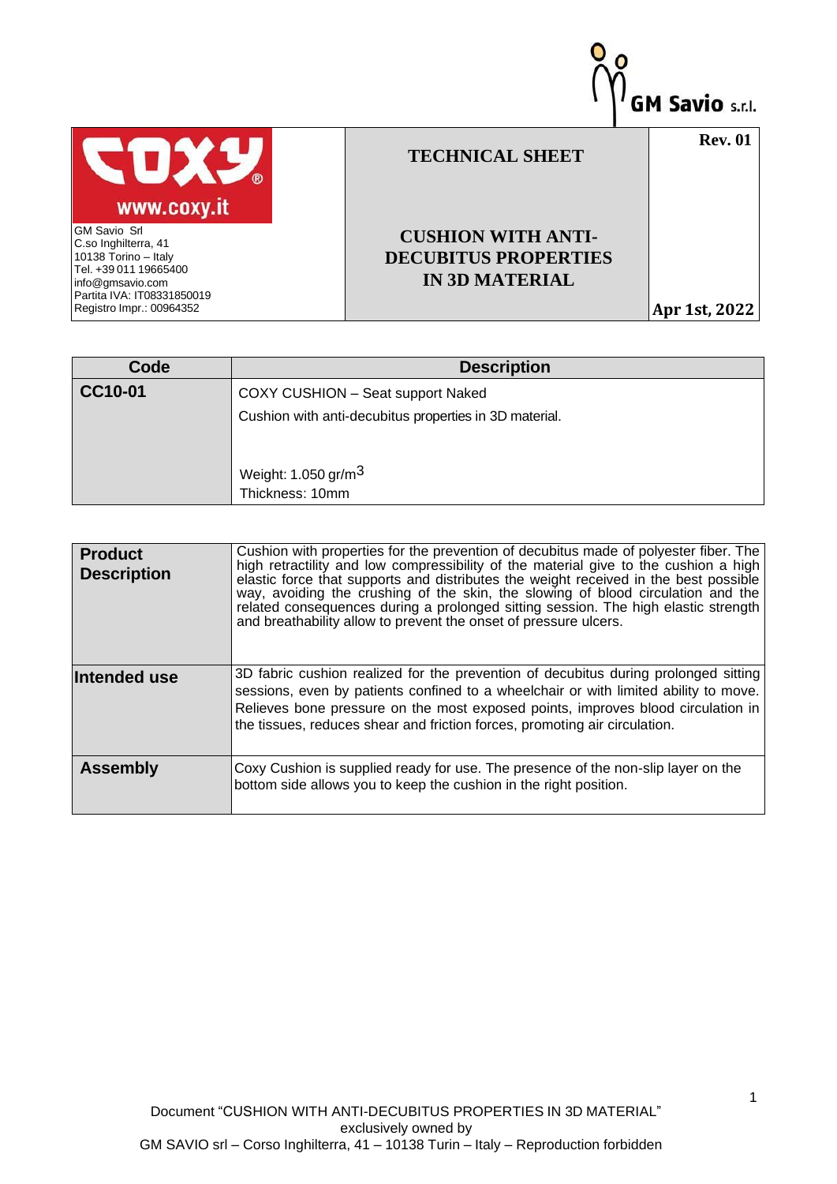GM Savio s.r.l.

| COXY www.coxy.it<br>GM Savio Srl<br>C.so Inghilterra, 41<br>10138 Torino – Italy<br>Tel. +39 011 19665400<br>info@gmsavio.com<br>Partita IVA: IT08331850019<br>Registro Impr.: 00964352 | **TECHNICAL SHEET**<br><br>**CUSHION WITH ANTI-DECUBITUS PROPERTIES IN 3D MATERIAL** | **Rev. 01**<br><br>**Apr 1st, 2022** |
|---|---|---|

| Code | Description |
|---|---|
| **CC10-01** | COXY CUSHION – Seat support Naked<br>Cushion with anti-decubitus properties in 3D material.<br><br>Weight: 1.050 gr/m$^3$<br>Thickness: 10mm |

| | |
|---|---|
| **Product Description** | Cushion with properties for the prevention of decubitus made of polyester fiber. The high retractility and low compressibility of the material give to the cushion a high elastic force that supports and distributes the weight received in the best possible way, avoiding the crushing of the skin, the slowing of blood circulation and the related consequences during a prolonged sitting session. The high elastic strength and breathability allow to prevent the onset of pressure ulcers. |
| **Intended use** | 3D fabric cushion realized for the prevention of decubitus during prolonged sitting sessions, even by patients confined to a wheelchair or with limited ability to move. Relieves bone pressure on the most exposed points, improves blood circulation in the tissues, reduces shear and friction forces, promoting air circulation. |
| **Assembly** | Coxy Cushion is supplied ready for use. The presence of the non-slip layer on the bottom side allows you to keep the cushion in the right position. |

Document "CUSHION WITH ANTI-DECUBITUS PROPERTIES IN 3D MATERIAL" exclusively owned by GM SAVIO srl – Corso Inghilterra, 41 – 10138 Turin – Italy – Reproduction forbidden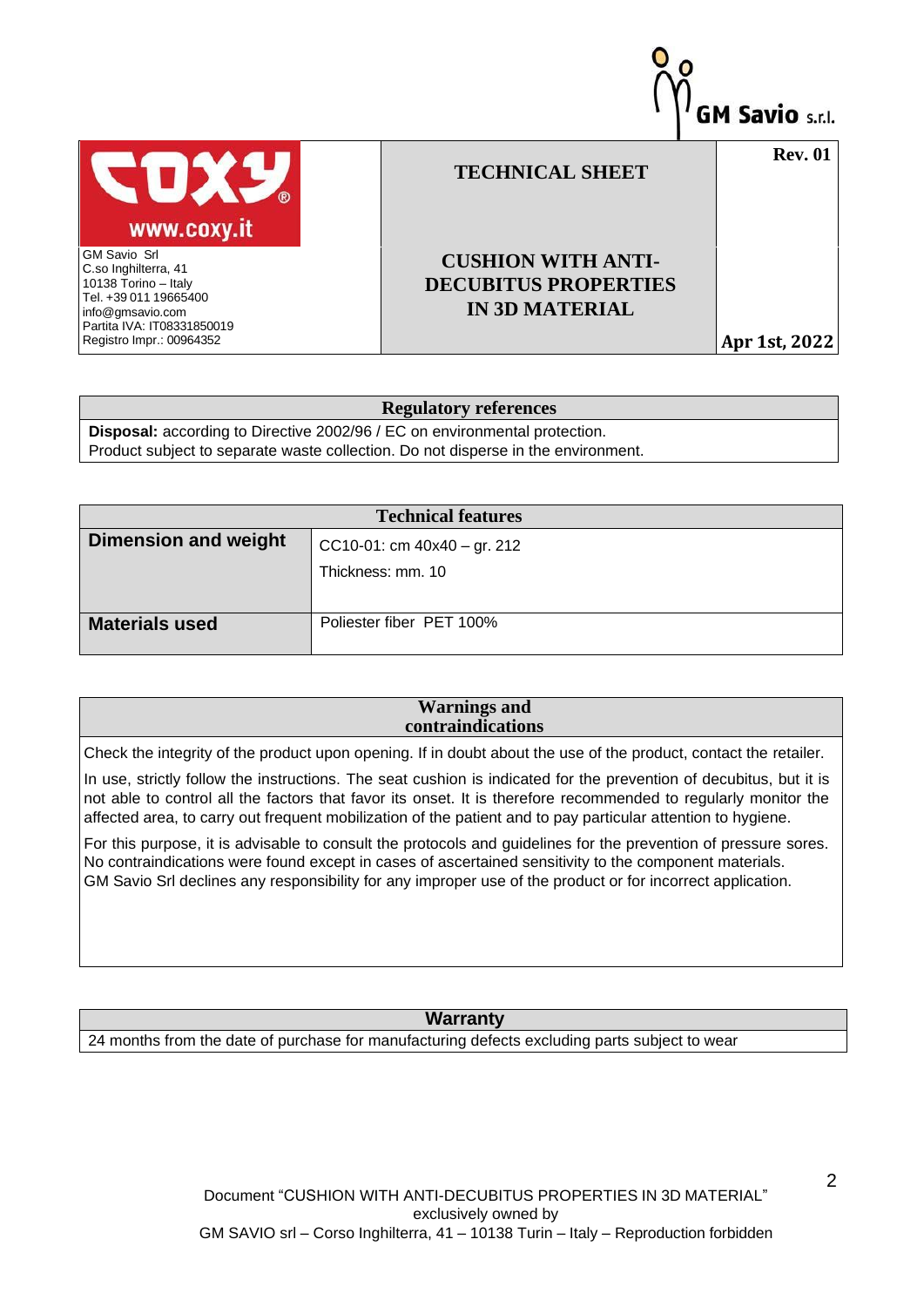GM Savio s.r.l.

| COXY www.coxy.it | TECHNICAL SHEET | Rev. 01 |
|---|---|---|
| GM Savio Srl<br>C.so Inghilterra, 41<br>10138 Torino – Italy<br>Tel. +39 011 19665400<br>info@gmsavio.com<br>Partita IVA: IT08331850019<br>Registro Impr.: 00964352 | CUSHION WITH ANTI-DECUBITUS PROPERTIES IN 3D MATERIAL | Apr 1st, 2022 |

## Regulatory references

**Disposal:** according to Directive 2002/96 / EC on environmental protection.
Product subject to separate waste collection. Do not disperse in the environment.

## Technical features

| | |
|---|---|
| **Dimension and weight** | CC10-01: cm 40x40 – gr. 212<br>Thickness: mm. 10 |
| **Materials used** | Poliester fiber PET 100% |

## Warnings and contraindications

Check the integrity of the product upon opening. If in doubt about the use of the product, contact the retailer.

In use, strictly follow the instructions. The seat cushion is indicated for the prevention of decubitus, but it is not able to control all the factors that favor its onset. It is therefore recommended to regularly monitor the affected area, to carry out frequent mobilization of the patient and to pay particular attention to hygiene.

For this purpose, it is advisable to consult the protocols and guidelines for the prevention of pressure sores. No contraindications were found except in cases of ascertained sensitivity to the component materials.
GM Savio Srl declines any responsibility for any improper use of the product or for incorrect application.

## Warranty

24 months from the date of purchase for manufacturing defects excluding parts subject to wear

Document "CUSHION WITH ANTI-DECUBITUS PROPERTIES IN 3D MATERIAL" exclusively owned by
GM SAVIO srl – Corso Inghilterra, 41 – 10138 Turin – Italy – Reproduction forbidden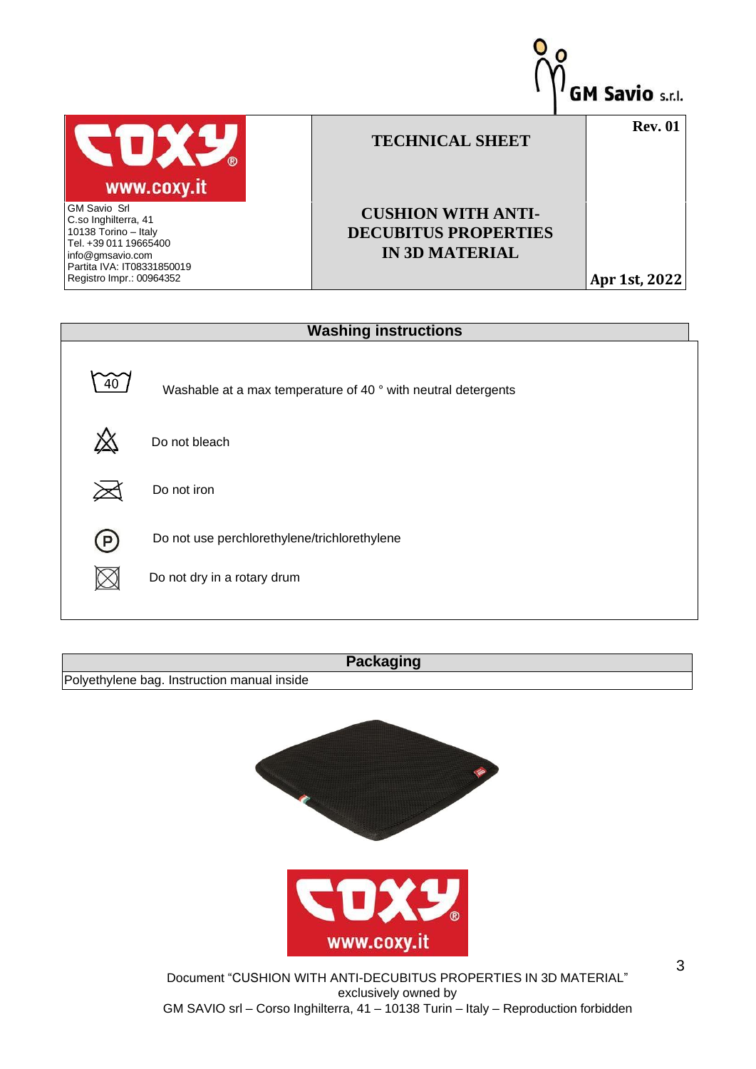| GM Savio Srl<br>C.so Inghilterra, 41<br>10138 Torino – Italy<br>Tel. +39 011 19665400<br>info@gmsavio.com<br>Partita IVA: IT08331850019<br>Registro Impr.: 00964352 | **TECHNICAL SHEET**<br><br>**CUSHION WITH ANTI-DECUBITUS PROPERTIES IN 3D MATERIAL** | **Rev. 01**<br><br>**Apr 1st, 2022** |
|---|---|---|

## Washing instructions

| | |
|---|---|
| 40 | Washable at a max temperature of 40 ° with neutral detergents |
| | Do not bleach |
| | Do not iron |
| P | Do not use perchlorethylene/trichlorethylene |
| | Do not dry in a rotary drum |

## Packaging

Polyethylene bag. Instruction manual inside

www.coxy.it

Document "CUSHION WITH ANTI-DECUBITUS PROPERTIES IN 3D MATERIAL" exclusively owned by GM SAVIO srl – Corso Inghilterra, 41 – 10138 Turin – Italy – Reproduction forbidden